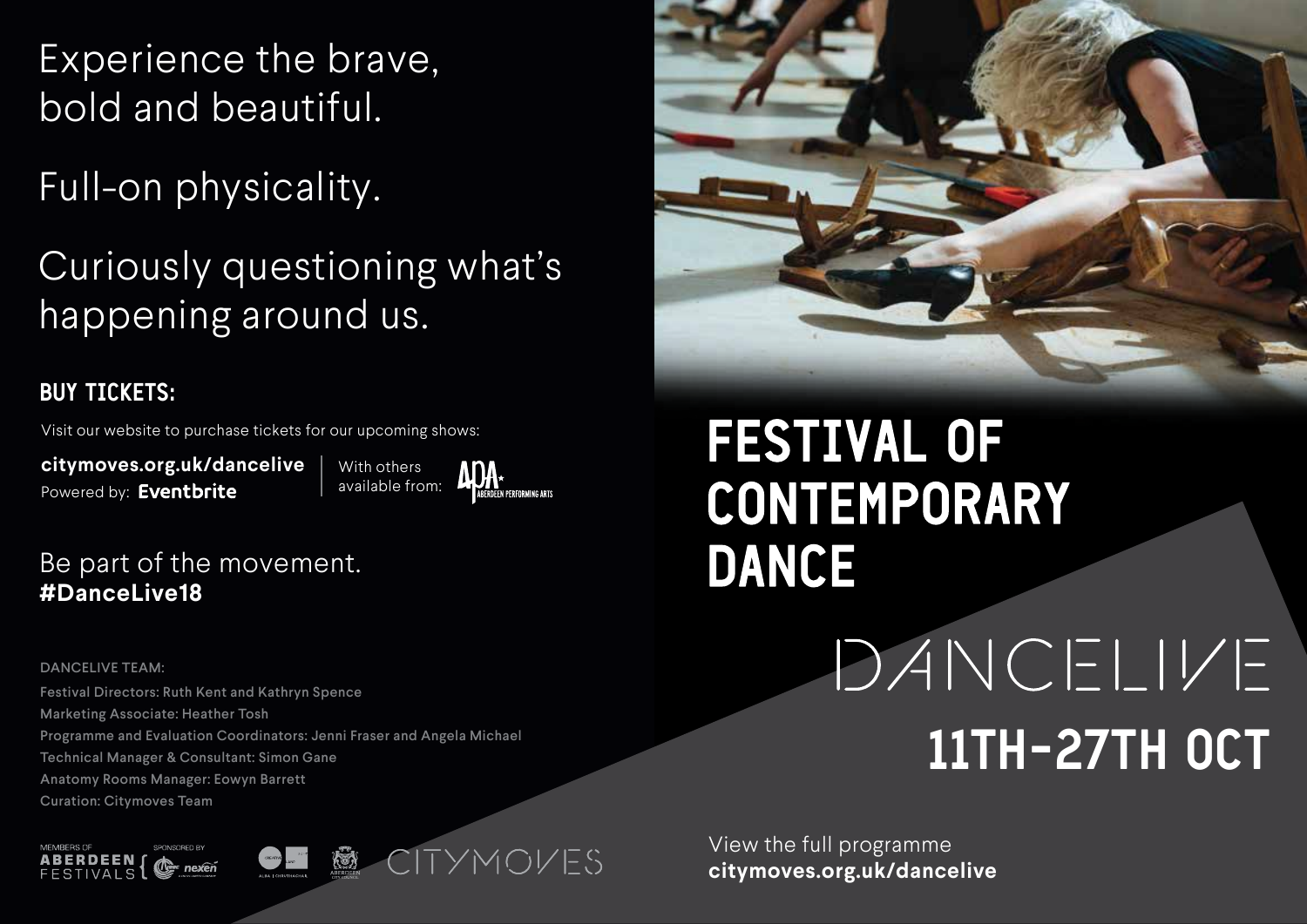Experience the brave, bold and beautiful.

Full-on physicality.

Curiously questioning what's happening around us.

### BUY TICKETS:

Visit our website to purchase tickets for our upcoming shows:

**citymoves.org.uk/dancelive**
Powered by: **Eventbrite**

With others available from: APA ABERDEEN PERFORMING ARTS

Be part of the movement.
**#DanceLive18**

DANCELIVE TEAM:

Festival Directors: Ruth Kent and Kathryn Spence
Marketing Associate: Heather Tosh
Programme and Evaluation Coordinators: Jenni Fraser and Angela Michael
Technical Manager & Consultant: Simon Gane
Anatomy Rooms Manager: Eowyn Barrett
Curation: Citymoves Team

MEMBERS OF ABERDEEN FESTIVALS | SPONSORED BY nexen | CITYMOVES

# FESTIVAL OF CONTEMPORARY DANCE

# DANCELIVE

## 11TH-27TH OCT

View the full programme
**citymoves.org.uk/dancelive**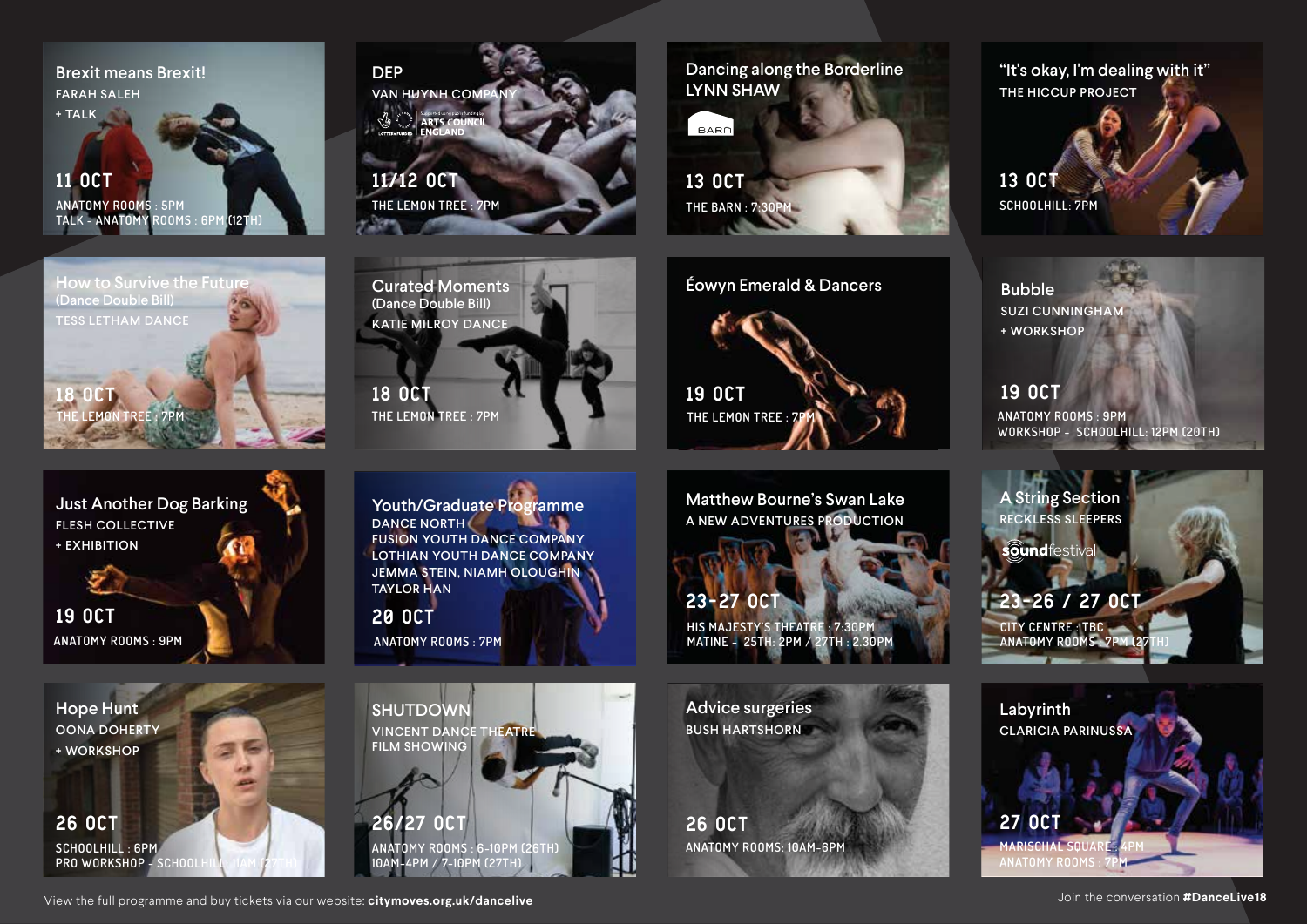## Brexit means Brexit!
FARAH SALEH
+ TALK

11 OCT
ANATOMY ROOMS : 5PM
TALK - ANATOMY ROOMS : 6PM (12TH)

## DEP
VAN HUYNH COMPANY

ARTS COUNCIL ENGLAND

11/12 OCT
THE LEMON TREE : 7PM

## Dancing along the Borderline
LYNN SHAW

BARN

13 OCT
THE BARN : 7:30PM

## "It's okay, I'm dealing with it"
THE HICCUP PROJECT

13 OCT
SCHOOLHILL: 7PM

## How to Survive the Future
(Dance Double Bill)
TESS LETHAM DANCE

18 OCT
THE LEMON TREE : 7PM

## Curated Moments
(Dance Double Bill)
KATIE MILROY DANCE

18 OCT
THE LEMON TREE : 7PM

## Éowyn Emerald & Dancers

19 OCT
THE LEMON TREE : 7PM

## Bubble
SUZI CUNNINGHAM
+ WORKSHOP

19 OCT
ANATOMY ROOMS : 9PM
WORKSHOP - SCHOOLHILL: 12PM (20TH)

## Just Another Dog Barking
FLESH COLLECTIVE
+ EXHIBITION

19 OCT
ANATOMY ROOMS : 9PM

## Youth/Graduate Programme
DANCE NORTH
FUSION YOUTH DANCE COMPANY
LOTHIAN YOUTH DANCE COMPANY
JEMMA STEIN, NIAMH OLOUGHIN
TAYLOR HAN

20 OCT
ANATOMY ROOMS : 7PM

## Matthew Bourne's Swan Lake
A NEW ADVENTURES PRODUCTION

23-27 OCT
HIS MAJESTY'S THEATRE : 7:30PM
MATINE - 25TH: 2PM / 27TH : 2.30PM

## A String Section
RECKLESS SLEEPERS

soundfestival

23-26 / 27 OCT
CITY CENTRE : TBC
ANATOMY ROOMS : 7PM (27TH)

## Hope Hunt
OONA DOHERTY
+ WORKSHOP

26 OCT
SCHOOLHILL : 6PM
PRO WORKSHOP - SCHOOLHILL 11AM (27TH)

## SHUTDOWN
VINCENT DANCE THEATRE
FILM SHOWING

26/27 OCT
ANATOMY ROOMS : 6-10PM (26TH)
10AM-4PM / 7-10PM (27TH)

## Advice surgeries
BUSH HARTSHORN

26 OCT
ANATOMY ROOMS: 10AM-6PM

## Labyrinth
CLARICIA PARINUSSA

27 OCT
MARISCHAL SQUARE : 4PM
ANATOMY ROOMS : 7PM

View the full programme and buy tickets via our website: **citymoves.org.uk/dancelive**

Join the conversation **#DanceLive18**